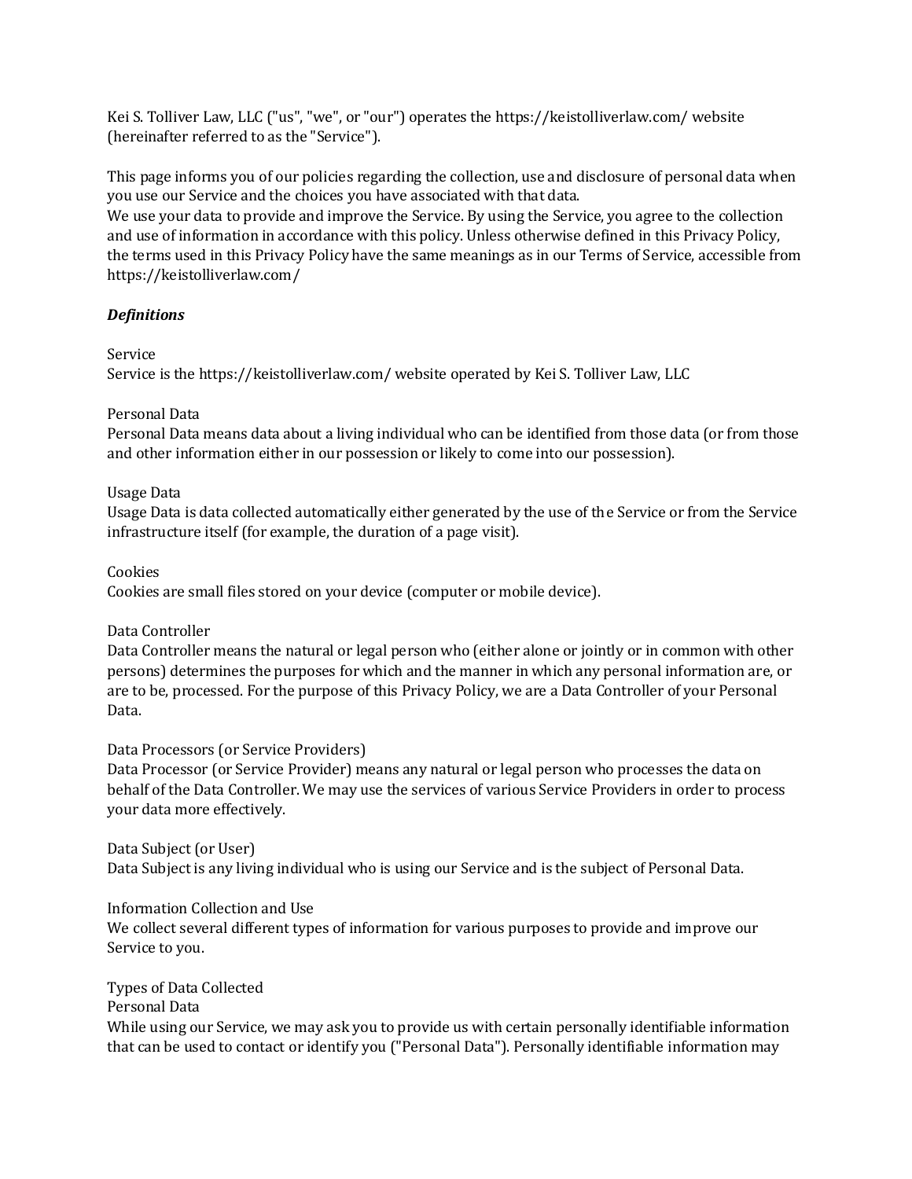Kei S. Tolliver Law, LLC ("us", "we", or "our") operates the https://keistolliverlaw.com/ website (hereinafter referred to as the "Service").

This page informs you of our policies regarding the collection, use and disclosure of personal data when you use our Service and the choices you have associated with that data.
We use your data to provide and improve the Service. By using the Service, you agree to the collection and use of information in accordance with this policy. Unless otherwise defined in this Privacy Policy, the terms used in this Privacy Policy have the same meanings as in our Terms of Service, accessible from https://keistolliverlaw.com/

***Definitions***

Service
Service is the https://keistolliverlaw.com/ website operated by Kei S. Tolliver Law, LLC

Personal Data
Personal Data means data about a living individual who can be identified from those data (or from those and other information either in our possession or likely to come into our possession).

Usage Data
Usage Data is data collected automatically either generated by the use of the Service or from the Service infrastructure itself (for example, the duration of a page visit).

Cookies
Cookies are small files stored on your device (computer or mobile device).

Data Controller
Data Controller means the natural or legal person who (either alone or jointly or in common with other persons) determines the purposes for which and the manner in which any personal information are, or are to be, processed. For the purpose of this Privacy Policy, we are a Data Controller of your Personal Data.

Data Processors (or Service Providers)
Data Processor (or Service Provider) means any natural or legal person who processes the data on behalf of the Data Controller. We may use the services of various Service Providers in order to process your data more effectively.

Data Subject (or User)
Data Subject is any living individual who is using our Service and is the subject of Personal Data.

Information Collection and Use
We collect several different types of information for various purposes to provide and improve our Service to you.

Types of Data Collected
Personal Data
While using our Service, we may ask you to provide us with certain personally identifiable information that can be used to contact or identify you ("Personal Data"). Personally identifiable information may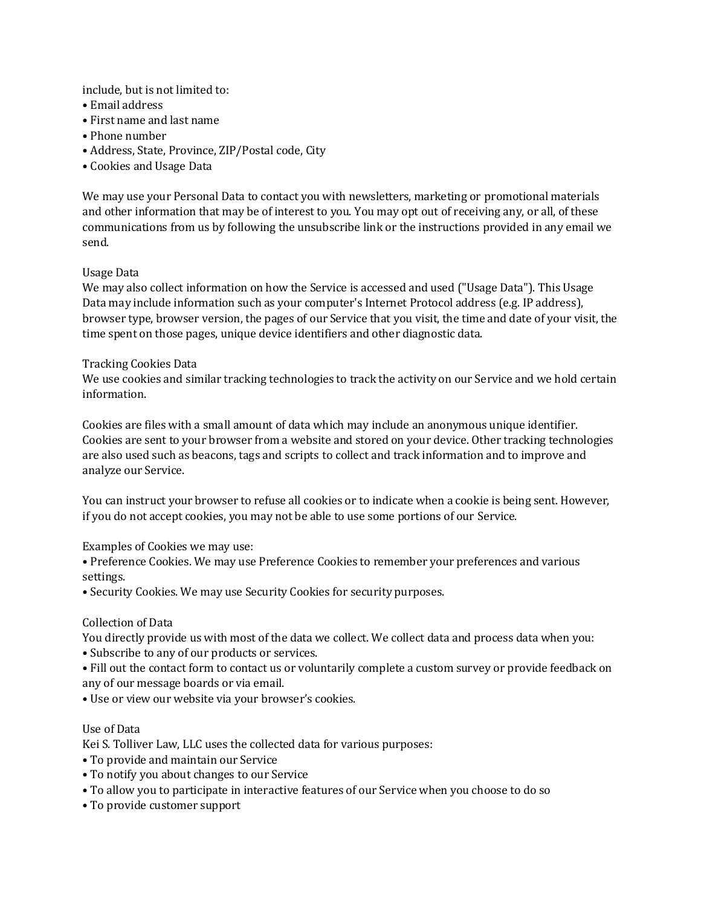include, but is not limited to:

- Email address
- First name and last name
- Phone number
- Address, State, Province, ZIP/Postal code, City
- Cookies and Usage Data

We may use your Personal Data to contact you with newsletters, marketing or promotional materials and other information that may be of interest to you. You may opt out of receiving any, or all, of these communications from us by following the unsubscribe link or the instructions provided in any email we send.

### Usage Data

We may also collect information on how the Service is accessed and used ("Usage Data"). This Usage Data may include information such as your computer's Internet Protocol address (e.g. IP address), browser type, browser version, the pages of our Service that you visit, the time and date of your visit, the time spent on those pages, unique device identifiers and other diagnostic data.

### Tracking Cookies Data

We use cookies and similar tracking technologies to track the activity on our Service and we hold certain information.

Cookies are files with a small amount of data which may include an anonymous unique identifier. Cookies are sent to your browser from a website and stored on your device. Other tracking technologies are also used such as beacons, tags and scripts to collect and track information and to improve and analyze our Service.

You can instruct your browser to refuse all cookies or to indicate when a cookie is being sent. However, if you do not accept cookies, you may not be able to use some portions of our Service.

Examples of Cookies we may use:

- Preference Cookies. We may use Preference Cookies to remember your preferences and various settings.
- Security Cookies. We may use Security Cookies for security purposes.

### Collection of Data

You directly provide us with most of the data we collect. We collect data and process data when you:

- Subscribe to any of our products or services.
- Fill out the contact form to contact us or voluntarily complete a custom survey or provide feedback on any of our message boards or via email.
- Use or view our website via your browser's cookies.

### Use of Data

Kei S. Tolliver Law, LLC uses the collected data for various purposes:

- To provide and maintain our Service
- To notify you about changes to our Service
- To allow you to participate in interactive features of our Service when you choose to do so
- To provide customer support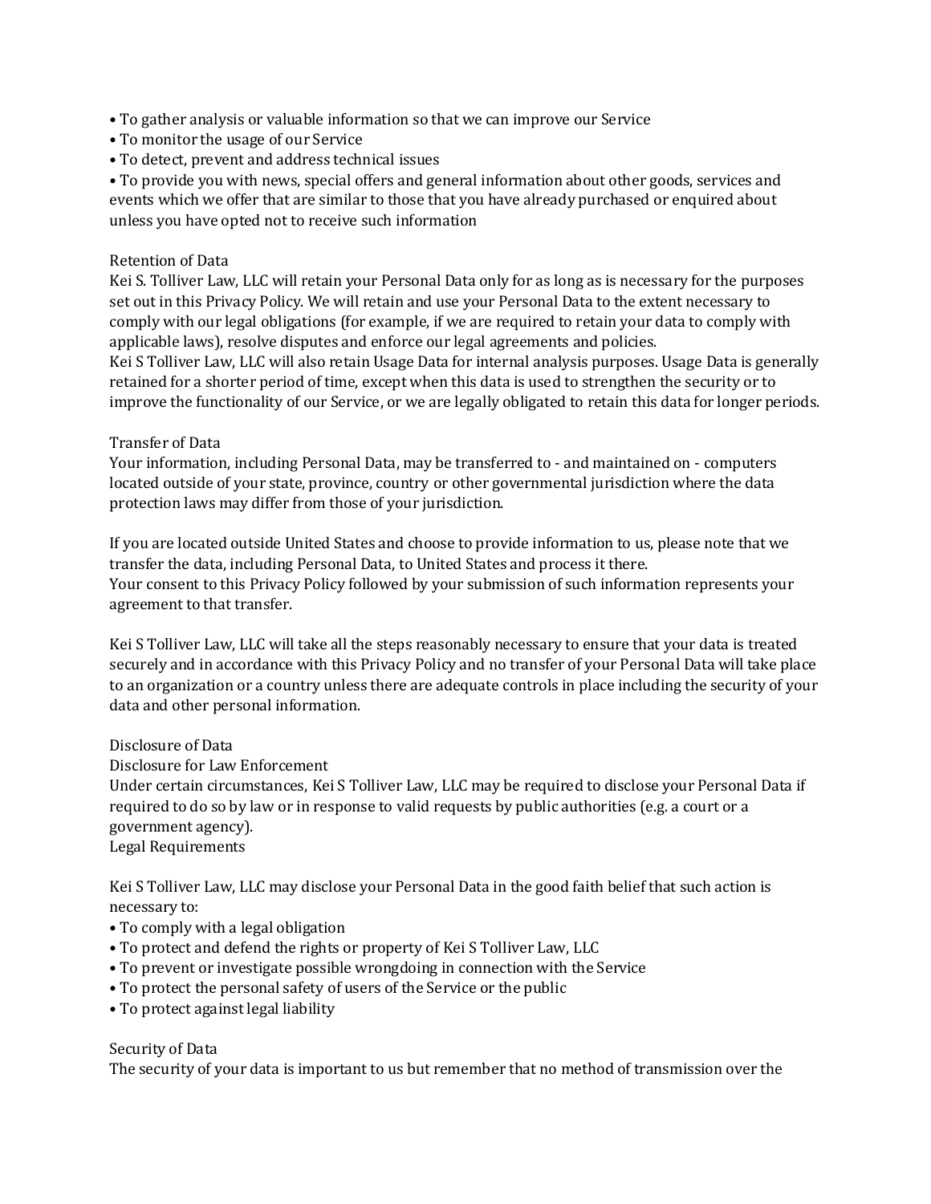- To gather analysis or valuable information so that we can improve our Service
- To monitor the usage of our Service
- To detect, prevent and address technical issues
- To provide you with news, special offers and general information about other goods, services and events which we offer that are similar to those that you have already purchased or enquired about unless you have opted not to receive such information

## Retention of Data

Kei S. Tolliver Law, LLC will retain your Personal Data only for as long as is necessary for the purposes set out in this Privacy Policy. We will retain and use your Personal Data to the extent necessary to comply with our legal obligations (for example, if we are required to retain your data to comply with applicable laws), resolve disputes and enforce our legal agreements and policies.

Kei S Tolliver Law, LLC will also retain Usage Data for internal analysis purposes. Usage Data is generally retained for a shorter period of time, except when this data is used to strengthen the security or to improve the functionality of our Service, or we are legally obligated to retain this data for longer periods.

## Transfer of Data

Your information, including Personal Data, may be transferred to - and maintained on - computers located outside of your state, province, country or other governmental jurisdiction where the data protection laws may differ from those of your jurisdiction.

If you are located outside United States and choose to provide information to us, please note that we transfer the data, including Personal Data, to United States and process it there.

Your consent to this Privacy Policy followed by your submission of such information represents your agreement to that transfer.

Kei S Tolliver Law, LLC will take all the steps reasonably necessary to ensure that your data is treated securely and in accordance with this Privacy Policy and no transfer of your Personal Data will take place to an organization or a country unless there are adequate controls in place including the security of your data and other personal information.

## Disclosure of Data

### Disclosure for Law Enforcement

Under certain circumstances, Kei S Tolliver Law, LLC may be required to disclose your Personal Data if required to do so by law or in response to valid requests by public authorities (e.g. a court or a government agency).

### Legal Requirements

Kei S Tolliver Law, LLC may disclose your Personal Data in the good faith belief that such action is necessary to:

- To comply with a legal obligation
- To protect and defend the rights or property of Kei S Tolliver Law, LLC
- To prevent or investigate possible wrongdoing in connection with the Service
- To protect the personal safety of users of the Service or the public
- To protect against legal liability

## Security of Data

The security of your data is important to us but remember that no method of transmission over the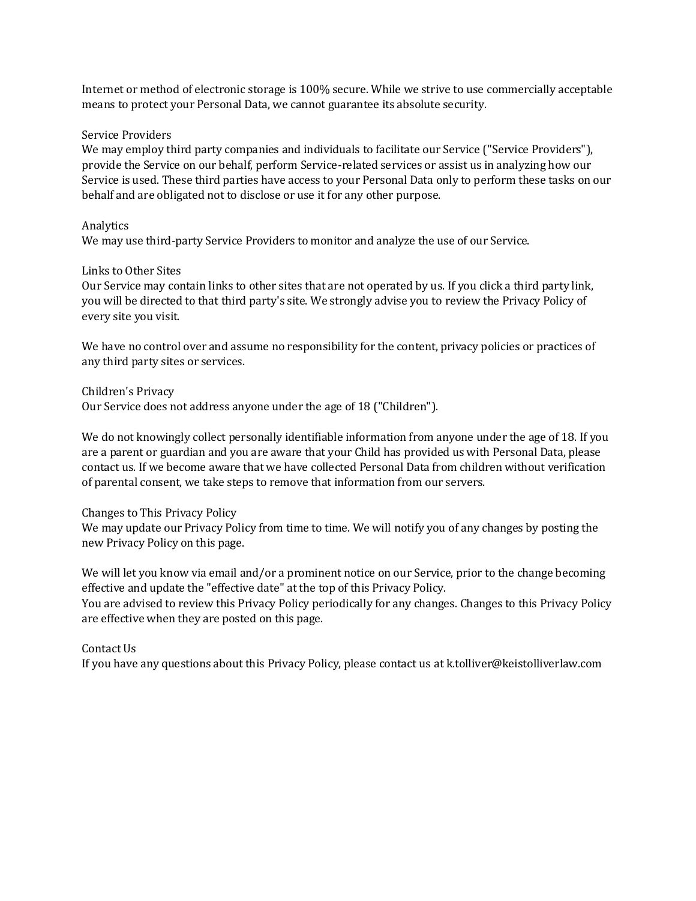Internet or method of electronic storage is 100% secure. While we strive to use commercially acceptable means to protect your Personal Data, we cannot guarantee its absolute security.

## Service Providers

We may employ third party companies and individuals to facilitate our Service ("Service Providers"), provide the Service on our behalf, perform Service-related services or assist us in analyzing how our Service is used. These third parties have access to your Personal Data only to perform these tasks on our behalf and are obligated not to disclose or use it for any other purpose.

## Analytics

We may use third-party Service Providers to monitor and analyze the use of our Service.

## Links to Other Sites

Our Service may contain links to other sites that are not operated by us. If you click a third party link, you will be directed to that third party's site. We strongly advise you to review the Privacy Policy of every site you visit.

We have no control over and assume no responsibility for the content, privacy policies or practices of any third party sites or services.

## Children's Privacy

Our Service does not address anyone under the age of 18 ("Children").

We do not knowingly collect personally identifiable information from anyone under the age of 18. If you are a parent or guardian and you are aware that your Child has provided us with Personal Data, please contact us. If we become aware that we have collected Personal Data from children without verification of parental consent, we take steps to remove that information from our servers.

## Changes to This Privacy Policy

We may update our Privacy Policy from time to time. We will notify you of any changes by posting the new Privacy Policy on this page.

We will let you know via email and/or a prominent notice on our Service, prior to the change becoming effective and update the "effective date" at the top of this Privacy Policy.
You are advised to review this Privacy Policy periodically for any changes. Changes to this Privacy Policy are effective when they are posted on this page.

## Contact Us

If you have any questions about this Privacy Policy, please contact us at k.tolliver@keistolliverlaw.com